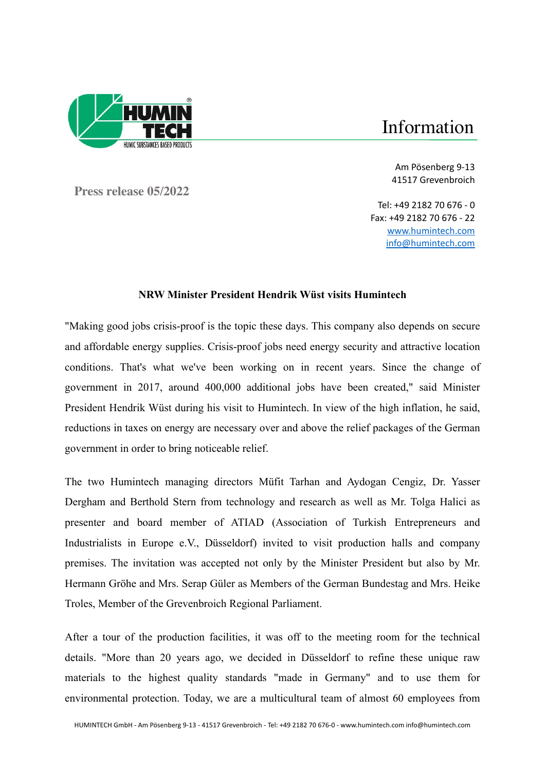HUMIN TECH®
HUMIC SUBSTANCES BASED PRODUCTS

# Information

**Press release 05/2022**

Am Pösenberg 9-13
41517 Grevenbroich

Tel: +49 2182 70 676 - 0
Fax: +49 2182 70 676 - 22
www.humintech.com
info@humintech.com

## NRW Minister President Hendrik Wüst visits Humintech

"Making good jobs crisis-proof is the topic these days. This company also depends on secure and affordable energy supplies. Crisis-proof jobs need energy security and attractive location conditions. That's what we've been working on in recent years. Since the change of government in 2017, around 400,000 additional jobs have been created," said Minister President Hendrik Wüst during his visit to Humintech. In view of the high inflation, he said, reductions in taxes on energy are necessary over and above the relief packages of the German government in order to bring noticeable relief.

The two Humintech managing directors Müfit Tarhan and Aydogan Cengiz, Dr. Yasser Dergham and Berthold Stern from technology and research as well as Mr. Tolga Halici as presenter and board member of ATIAD (Association of Turkish Entrepreneurs and Industrialists in Europe e.V., Düsseldorf) invited to visit production halls and company premises. The invitation was accepted not only by the Minister President but also by Mr. Hermann Gröhe and Mrs. Serap Güler as Members of the German Bundestag and Mrs. Heike Troles, Member of the Grevenbroich Regional Parliament.

After a tour of the production facilities, it was off to the meeting room for the technical details. "More than 20 years ago, we decided in Düsseldorf to refine these unique raw materials to the highest quality standards "made in Germany" and to use them for environmental protection. Today, we are a multicultural team of almost 60 employees from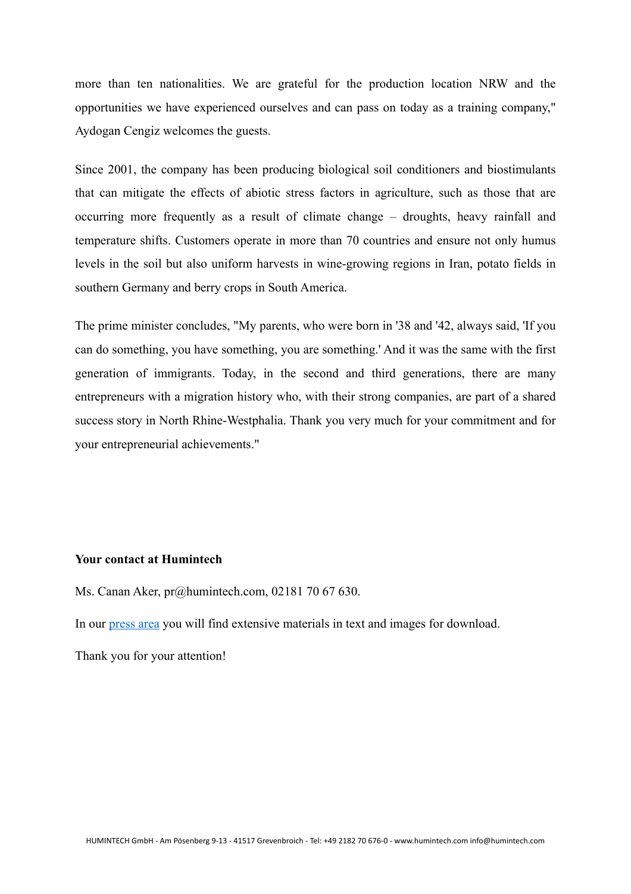more than ten nationalities. We are grateful for the production location NRW and the opportunities we have experienced ourselves and can pass on today as a training company," Aydogan Cengiz welcomes the guests.

Since 2001, the company has been producing biological soil conditioners and biostimulants that can mitigate the effects of abiotic stress factors in agriculture, such as those that are occurring more frequently as a result of climate change – droughts, heavy rainfall and temperature shifts. Customers operate in more than 70 countries and ensure not only humus levels in the soil but also uniform harvests in wine-growing regions in Iran, potato fields in southern Germany and berry crops in South America.

The prime minister concludes, "My parents, who were born in '38 and '42, always said, 'If you can do something, you have something, you are something.' And it was the same with the first generation of immigrants. Today, in the second and third generations, there are many entrepreneurs with a migration history who, with their strong companies, are part of a shared success story in North Rhine-Westphalia. Thank you very much for your commitment and for your entrepreneurial achievements."

**Your contact at Humintech**

Ms. Canan Aker, pr@humintech.com, 02181 70 67 630.

In our [press area]() you will find extensive materials in text and images for download.

Thank you for your attention!